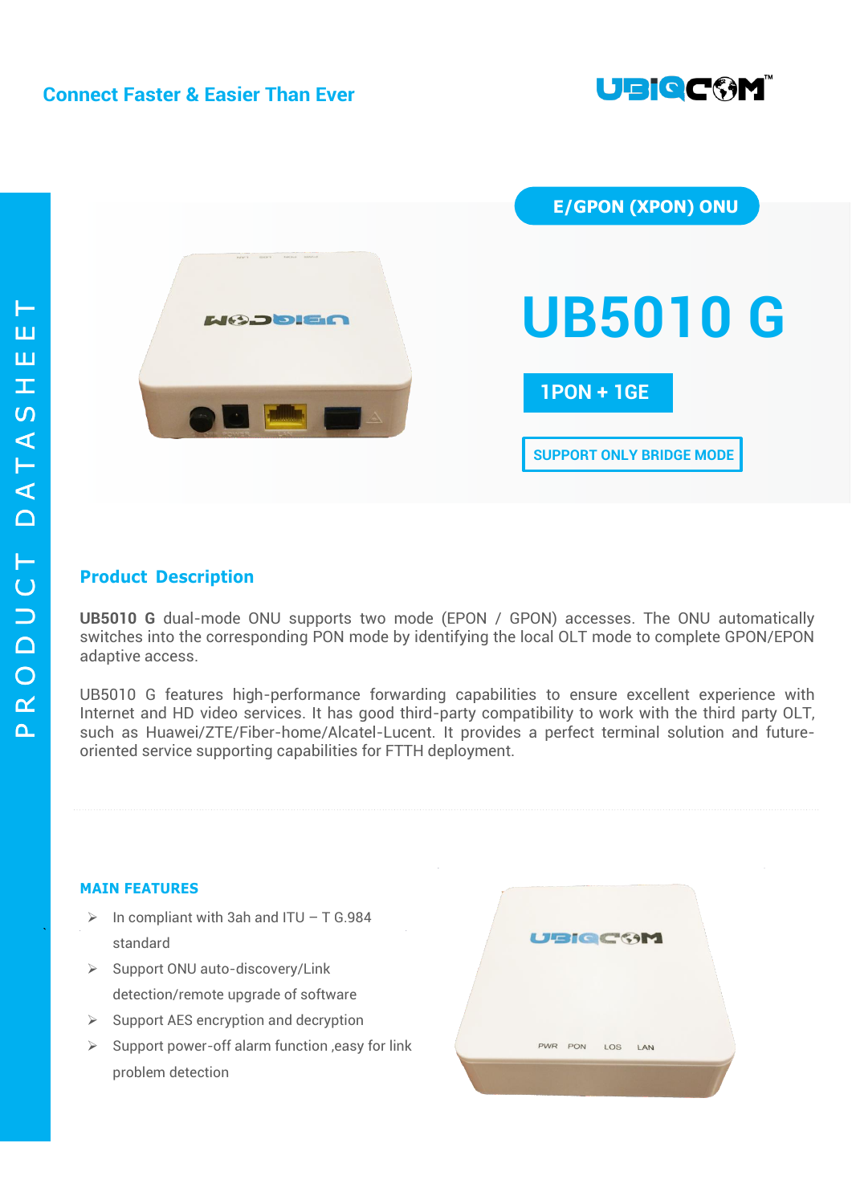Connect Faster & Easier Than Ever

PRODUCT DATASHEET

E/GPON (XPON) ONU

# UB5010 G

**1PON + 1GE**

**SUPPORT ONLY BRIDGE MODE**

## Product Description

**UB5010 G** dual-mode ONU supports two mode (EPON / GPON) accesses. The ONU automatically switches into the corresponding PON mode by identifying the local OLT mode to complete GPON/EPON adaptive access.

UB5010 G features high-performance forwarding capabilities to ensure excellent experience with Internet and HD video services. It has good third-party compatibility to work with the third party OLT, such as Huawei/ZTE/Fiber-home/Alcatel-Lucent. It provides a perfect terminal solution and future-oriented service supporting capabilities for FTTH deployment.

### MAIN FEATURES

- In compliant with 3ah and ITU – T G.984 standard
- Support ONU auto-discovery/Link detection/remote upgrade of software
- Support AES encryption and decryption
- Support power-off alarm function ,easy for link problem detection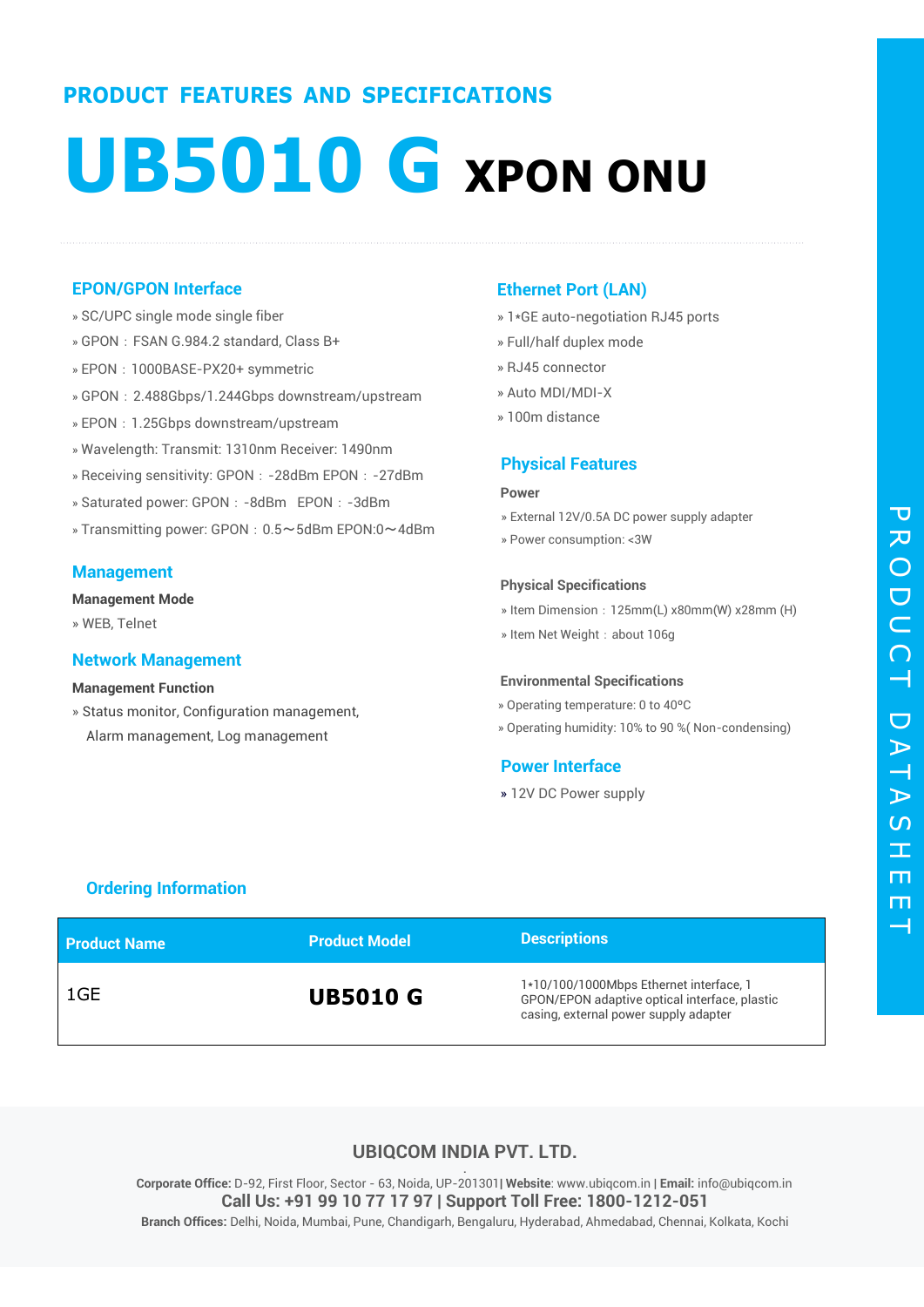## PRODUCT FEATURES AND SPECIFICATIONS

# UB5010 G XPON ONU

### EPON/GPON Interface

» SC/UPC single mode single fiber
» GPON：FSAN G.984.2 standard, Class B+
» EPON：1000BASE-PX20+ symmetric
» GPON：2.488Gbps/1.244Gbps downstream/upstream
» EPON：1.25Gbps downstream/upstream
» Wavelength: Transmit: 1310nm Receiver: 1490nm
» Receiving sensitivity: GPON：-28dBm EPON：-27dBm
» Saturated power: GPON：-8dBm EPON：-3dBm
» Transmitting power: GPON：0.5～5dBm EPON:0～4dBm

### Management

**Management Mode**

» WEB, Telnet

### Network Management

**Management Function**

» Status monitor, Configuration management, Alarm management, Log management

### Ethernet Port (LAN)

» 1*GE auto-negotiation RJ45 ports
» Full/half duplex mode
» RJ45 connector
» Auto MDI/MDI-X
» 100m distance

### Physical Features

**Power**

» External 12V/0.5A DC power supply adapter
» Power consumption: <3W

**Physical Specifications**

» Item Dimension：125mm(L) x80mm(W) x28mm (H)
» Item Net Weight：about 106g

**Environmental Specifications**

» Operating temperature: 0 to 40ºC
» Operating humidity: 10% to 90 %( Non-condensing)

### Power Interface

» 12V DC Power supply

### Ordering Information

| Product Name | Product Model | Descriptions |
|---|---|---|
| 1GE | **UB5010 G** | 1*10/100/1000Mbps Ethernet interface, 1 GPON/EPON adaptive optical interface, plastic casing, external power supply adapter |

PRODUCT DATASHEET

**UBIQCOM INDIA PVT. LTD.**

**Corporate Office:** D-92, First Floor, Sector - 63, Noida, UP-201301| **Website**: www.ubiqcom.in | **Email:** info@ubiqcom.in

**Call Us: +91 99 10 77 17 97 | Support Toll Free: 1800-1212-051**

**Branch Offices:** Delhi, Noida, Mumbai, Pune, Chandigarh, Bengaluru, Hyderabad, Ahmedabad, Chennai, Kolkata, Kochi